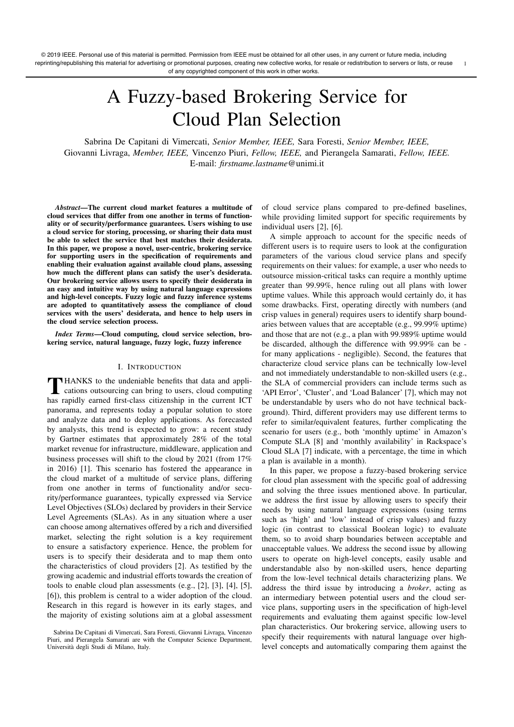© 2019 IEEE. Personal use of this material is permitted. Permission from IEEE must be obtained for all other uses, in any current or future media, including reprinting/republishing this material for advertising or promotional purposes, creating new collective works, for resale or redistribution to servers or lists, or reuse of any copyrighted component of this work in other works.

# A Fuzzy-based Brokering Service for Cloud Plan Selection

Sabrina De Capitani di Vimercati, *Senior Member, IEEE,* Sara Foresti, *Senior Member, IEEE,* Giovanni Livraga, *Member, IEEE,* Vincenzo Piuri, *Fellow, IEEE,* and Pierangela Samarati, *Fellow, IEEE.*
E-mail: *firstname.lastname*@unimi.it

***Abstract*—The current cloud market features a multitude of cloud services that differ from one another in terms of functionality or of security/performance guarantees. Users wishing to use a cloud service for storing, processing, or sharing their data must be able to select the service that best matches their desiderata. In this paper, we propose a novel, user-centric, brokering service for supporting users in the specification of requirements and enabling their evaluation against available cloud plans, assessing how much the different plans can satisfy the user's desiderata. Our brokering service allows users to specify their desiderata in an easy and intuitive way by using natural language expressions and high-level concepts. Fuzzy logic and fuzzy inference systems are adopted to quantitatively assess the compliance of cloud services with the users' desiderata, and hence to help users in the cloud service selection process.**

***Index Terms*—Cloud computing, cloud service selection, brokering service, natural language, fuzzy logic, fuzzy inference**

## I. Introduction

THANKS to the undeniable benefits that data and applications outsourcing can bring to users, cloud computing has rapidly earned first-class citizenship in the current ICT panorama, and represents today a popular solution to store and analyze data and to deploy applications. As forecasted by analysts, this trend is expected to grow: a recent study by Gartner estimates that approximately 28% of the total market revenue for infrastructure, middleware, application and business processes will shift to the cloud by 2021 (from 17% in 2016) [1]. This scenario has fostered the appearance in the cloud market of a multitude of service plans, differing from one another in terms of functionality and/or security/performance guarantees, typically expressed via Service Level Objectives (SLOs) declared by providers in their Service Level Agreements (SLAs). As in any situation where a user can choose among alternatives offered by a rich and diversified market, selecting the right solution is a key requirement to ensure a satisfactory experience. Hence, the problem for users is to specify their desiderata and to map them onto the characteristics of cloud providers [2]. As testified by the growing academic and industrial efforts towards the creation of tools to enable cloud plan assessments (e.g., [2], [3], [4], [5], [6]), this problem is central to a wider adoption of the cloud. Research in this regard is however in its early stages, and the majority of existing solutions aim at a global assessment of cloud service plans compared to pre-defined baselines, while providing limited support for specific requirements by individual users [2], [6].

A simple approach to account for the specific needs of different users is to require users to look at the configuration parameters of the various cloud service plans and specify requirements on their values: for example, a user who needs to outsource mission-critical tasks can require a monthly uptime greater than 99.99%, hence ruling out all plans with lower uptime values. While this approach would certainly do, it has some drawbacks. First, operating directly with numbers (and crisp values in general) requires users to identify sharp boundaries between values that are acceptable (e.g., 99.99% uptime) and those that are not (e.g., a plan with 99.989% uptime would be discarded, although the difference with 99.99% can be - for many applications - negligible). Second, the features that characterize cloud service plans can be technically low-level and not immediately understandable to non-skilled users (e.g., the SLA of commercial providers can include terms such as 'API Error', 'Cluster', and 'Load Balancer' [7], which may not be understandable by users who do not have technical background). Third, different providers may use different terms to refer to similar/equivalent features, further complicating the scenario for users (e.g., both 'monthly uptime' in Amazon's Compute SLA [8] and 'monthly availability' in Rackspace's Cloud SLA [7] indicate, with a percentage, the time in which a plan is available in a month).

In this paper, we propose a fuzzy-based brokering service for cloud plan assessment with the specific goal of addressing and solving the three issues mentioned above. In particular, we address the first issue by allowing users to specify their needs by using natural language expressions (using terms such as 'high' and 'low' instead of crisp values) and fuzzy logic (in contrast to classical Boolean logic) to evaluate them, so to avoid sharp boundaries between acceptable and unacceptable values. We address the second issue by allowing users to operate on high-level concepts, easily usable and understandable also by non-skilled users, hence departing from the low-level technical details characterizing plans. We address the third issue by introducing a *broker*, acting as an intermediary between potential users and the cloud service plans, supporting users in the specification of high-level requirements and evaluating them against specific low-level plan characteristics. Our brokering service, allowing users to specify their requirements with natural language over high-level concepts and automatically comparing them against the

Sabrina De Capitani di Vimercati, Sara Foresti, Giovanni Livraga, Vincenzo Piuri, and Pierangela Samarati are with the Computer Science Department, Università degli Studi di Milano, Italy.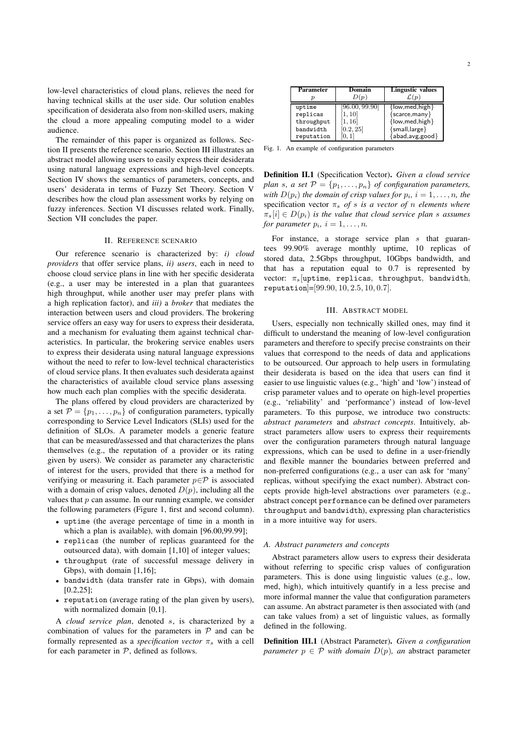low-level characteristics of cloud plans, relieves the need for having technical skills at the user side. Our solution enables specification of desiderata also from non-skilled users, making the cloud a more appealing computing model to a wider audience.

The remainder of this paper is organized as follows. Section II presents the reference scenario. Section III illustrates an abstract model allowing users to easily express their desiderata using natural language expressions and high-level concepts. Section IV shows the semantics of parameters, concepts, and users' desiderata in terms of Fuzzy Set Theory. Section V describes how the cloud plan assessment works by relying on fuzzy inferences. Section VI discusses related work. Finally, Section VII concludes the paper.

## II. Reference scenario

Our reference scenario is characterized by: *i) cloud providers* that offer service plans, *ii) users*, each in need to choose cloud service plans in line with her specific desiderata (e.g., a user may be interested in a plan that guarantees high throughput, while another user may prefer plans with a high replication factor), and *iii)* a *broker* that mediates the interaction between users and cloud providers. The brokering service offers an easy way for users to express their desiderata, and a mechanism for evaluating them against technical characteristics. In particular, the brokering service enables users to express their desiderata using natural language expressions without the need to refer to low-level technical characteristics of cloud service plans. It then evaluates such desiderata against the characteristics of available cloud service plans assessing how much each plan complies with the specific desiderata.

The plans offered by cloud providers are characterized by a set $\mathcal{P} = \{p_1, \ldots, p_n\}$ of configuration parameters, typically corresponding to Service Level Indicators (SLIs) used for the definition of SLOs. A parameter models a generic feature that can be measured/assessed and that characterizes the plans themselves (e.g., the reputation of a provider or its rating given by users). We consider as parameter any characteristic of interest for the users, provided that there is a method for verifying or measuring it. Each parameter $p \in \mathcal{P}$ is associated with a domain of crisp values, denoted $D(p)$, including all the values that $p$ can assume. In our running example, we consider the following parameters (Figure 1, first and second column).

- `uptime` (the average percentage of time in a month in which a plan is available), with domain [96.00,99.99];
- `replicas` (the number of replicas guaranteed for the outsourced data), with domain [1,10] of integer values;
- `throughput` (rate of successful message delivery in Gbps), with domain [1,16];
- `bandwidth` (data transfer rate in Gbps), with domain [0.2,25];
- `reputation` (average rating of the plan given by users), with normalized domain [0,1].

A *cloud service plan*, denoted $s$, is characterized by a combination of values for the parameters in $\mathcal{P}$ and can be formally represented as a *specification vector* $\pi_s$ with a cell for each parameter in $\mathcal{P}$, defined as follows.

| Parameter $p$ | Domain $D(p)$ | Lingustic values $\mathcal{L}(p)$ |
|---|---|---|
| uptime | $[96.00, 99.90]$ | {low,med,high} |
| replicas | $[1, 10]$ | {scarce,many} |
| throughput | $[1, 16]$ | {low,med,high} |
| bandwidth | $[0.2, 25]$ | {small,large} |
| reputation | $[0, 1]$ | {abad,avg,good} |

Fig. 1. An example of configuration parameters

**Definition II.1** (Specification Vector). *Given a cloud service plan $s$, a set $\mathcal{P} = \{p_1, \ldots, p_n\}$ of configuration parameters, with $D(p_i)$ the domain of crisp values for $p_i$, $i = 1, \ldots, n$, the* specification vector *$\pi_s$ of $s$ is a vector of $n$ elements where $\pi_s[i] \in D(p_i)$ is the value that cloud service plan $s$ assumes for parameter $p_i$, $i = 1, \ldots, n$.*

For instance, a storage service plan $s$ that guarantees 99.90% average monthly uptime, 10 replicas of stored data, 2.5Gbps throughput, 10Gbps bandwidth, and that has a reputation equal to 0.7 is represented by vector: $\pi_s$[uptime, replicas, throughput, bandwidth, reputation]=$[99.90, 10, 2.5, 10, 0.7]$.

## III. Abstract model

Users, especially non technically skilled ones, may find it difficult to understand the meaning of low-level configuration parameters and therefore to specify precise constraints on their values that correspond to the needs of data and applications to be outsourced. Our approach to help users in formulating their desiderata is based on the idea that users can find it easier to use linguistic values (e.g., 'high' and 'low') instead of crisp parameter values and to operate on high-level properties (e.g., 'reliability' and 'performance') instead of low-level parameters. To this purpose, we introduce two constructs: *abstract parameters* and *abstract concepts*. Intuitively, abstract parameters allow users to express their requirements over the configuration parameters through natural language expressions, which can be used to define in a user-friendly and flexible manner the boundaries between preferred and non-preferred configurations (e.g., a user can ask for 'many' replicas, without specifying the exact number). Abstract concepts provide high-level abstractions over parameters (e.g., abstract concept `performance` can be defined over parameters `throughput` and `bandwidth`), expressing plan characteristics in a more intuitive way for users.

### A. Abstract parameters and concepts

Abstract parameters allow users to express their desiderata without referring to specific crisp values of configuration parameters. This is done using linguistic values (e.g., low, med, high), which intuitively quantify in a less precise and more informal manner the value that configuration parameters can assume. An abstract parameter is then associated with (and can take values from) a set of linguistic values, as formally defined in the following.

**Definition III.1** (Abstract Parameter). *Given a configuration parameter $p \in \mathcal{P}$ with domain $D(p)$, an* abstract parameter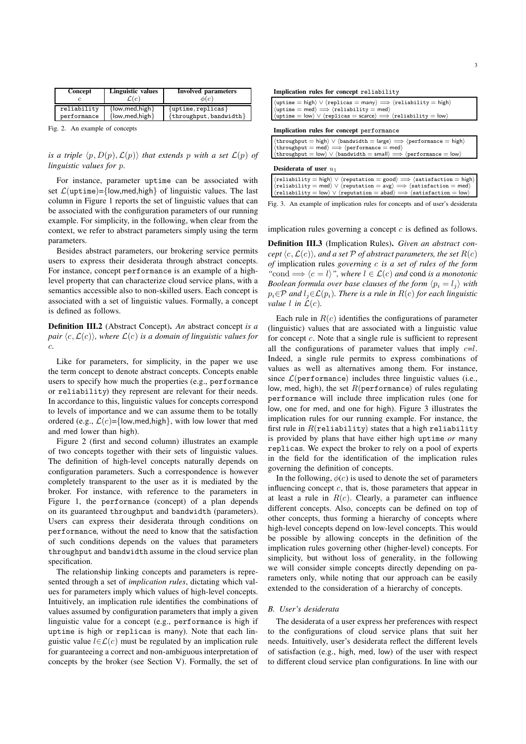| Concept $c$ | Linguistic values $\mathcal{L}(c)$ | Involved parameters $\phi(c)$ |
|---|---|---|
| reliability | {low,med,high} | {uptime, replicas} |
| performance | {low,med,high} | {throughput, bandwidth} |

Fig. 2. An example of concepts

*is a triple* $\langle p, D(p), \mathcal{L}(p)\rangle$ *that extends* $p$ *with a set* $\mathcal{L}(p)$ *of linguistic values for* $p$.

For instance, parameter uptime can be associated with set $\mathcal{L}$(uptime)={low,med,high} of linguistic values. The last column in Figure 1 reports the set of linguistic values that can be associated with the configuration parameters of our running example. For simplicity, in the following, when clear from the context, we refer to abstract parameters simply using the term parameters.

Besides abstract parameters, our brokering service permits users to express their desiderata through abstract concepts. For instance, concept performance is an example of a high-level property that can characterize cloud service plans, with a semantics accessible also to non-skilled users. Each concept is associated with a set of linguistic values. Formally, a concept is defined as follows.

**Definition III.2** (Abstract Concept)**.** *An* abstract concept *is a pair* $\langle c, \mathcal{L}(c)\rangle$*, where* $\mathcal{L}(c)$ *is a domain of linguistic values for* $c$.

Like for parameters, for simplicity, in the paper we use the term concept to denote abstract concepts. Concepts enable users to specify how much the properties (e.g., performance or reliability) they represent are relevant for their needs. In accordance to this, linguistic values for concepts correspond to levels of importance and we can assume them to be totally ordered (e.g., $\mathcal{L}(c)$={low,med,high}, with low lower that med and med lower than high).

Figure 2 (first and second column) illustrates an example of two concepts together with their sets of linguistic values. The definition of high-level concepts naturally depends on configuration parameters. Such a correspondence is however completely transparent to the user as it is mediated by the broker. For instance, with reference to the parameters in Figure 1, the performance (concept) of a plan depends on its guaranteed throughput and bandwidth (parameters). Users can express their desiderata through conditions on performance, without the need to know that the satisfaction of such conditions depends on the values that parameters throughput and bandwidth assume in the cloud service plan specification.

The relationship linking concepts and parameters is represented through a set of *implication rules*, dictating which values for parameters imply which values of high-level concepts. Intuitively, an implication rule identifies the combinations of values assumed by configuration parameters that imply a given linguistic value for a concept (e.g., performance is high if uptime is high or replicas is many). Note that each linguistic value $l \in \mathcal{L}(c)$ must be regulated by an implication rule for guaranteeing a correct and non-ambiguous interpretation of concepts by the broker (see Section V). Formally, the set of

**Implication rules for concept** reliability

$\langle$uptime = high$\rangle \vee \langle$replicas = many$\rangle \Longrightarrow \langle$reliability = high$\rangle$
$\langle$uptime = med$\rangle \Longrightarrow \langle$reliability = med$\rangle$
$\langle$uptime = low$\rangle \vee \langle$replicas = scarce$\rangle \Longrightarrow \langle$reliability = low$\rangle$

**Implication rules for concept** performance

$\langle$throughput = high$\rangle \vee \langle$bandwidth = large$\rangle \Longrightarrow \langle$performance = high$\rangle$
$\langle$throughput = med$\rangle \Longrightarrow \langle$performance = med$\rangle$
$\langle$throughput = low$\rangle \vee \langle$bandwidth = small$\rangle \Longrightarrow \langle$performance = low$\rangle$

**Desiderata of user** $u_1$

$\langle$reliability = high$\rangle \vee \langle$reputation = good$\rangle \Longrightarrow \langle$satisfaction = high$\rangle$
$\langle$reliability = med$\rangle \vee \langle$reputation = avg$\rangle \Longrightarrow \langle$satisfaction = med$\rangle$
$\langle$reliability = low$\rangle \vee \langle$reputation = abad$\rangle \Longrightarrow \langle$satisfaction = low$\rangle$

Fig. 3. An example of implication rules for concepts and of user's desiderata

implication rules governing a concept $c$ is defined as follows.

**Definition III.3** (Implication Rules)**.** *Given an abstract concept* $\langle c, \mathcal{L}(c)\rangle$*, and a set* $\mathcal{P}$ *of abstract parameters, the set* $R(c)$ *of* implication rules *governing* $c$ *is a set of rules of the form "*cond $\Longrightarrow \langle c = l\rangle$*", where* $l \in \mathcal{L}(c)$ *and* cond *is a monotonic Boolean formula over base clauses of the form* $\langle p_i = l_j\rangle$ *with* $p_i \in \mathcal{P}$ *and* $l_j \in \mathcal{L}(p_i)$*. There is a rule in* $R(c)$ *for each linguistic value* $l$ *in* $\mathcal{L}(c)$.

Each rule in $R(c)$ identifies the configurations of parameter (linguistic) values that are associated with a linguistic value for concept $c$. Note that a single rule is sufficient to represent all the configurations of parameter values that imply $c$=$l$. Indeed, a single rule permits to express combinations of values as well as alternatives among them. For instance, since $\mathcal{L}$(performance) includes three linguistic values (i.e., low, med, high), the set $R$(performance) of rules regulating performance will include three implication rules (one for low, one for med, and one for high). Figure 3 illustrates the implication rules for our running example. For instance, the first rule in $R$(reliability) states that a high reliability is provided by plans that have either high uptime *or* many replicas. We expect the broker to rely on a pool of experts in the field for the identification of the implication rules governing the definition of concepts.

In the following, $\phi(c)$ is used to denote the set of parameters influencing concept $c$, that is, those parameters that appear in at least a rule in $R(c)$. Clearly, a parameter can influence different concepts. Also, concepts can be defined on top of other concepts, thus forming a hierarchy of concepts where high-level concepts depend on low-level concepts. This would be possible by allowing concepts in the definition of the implication rules governing other (higher-level) concepts. For simplicity, but without loss of generality, in the following we will consider simple concepts directly depending on parameters only, while noting that our approach can be easily extended to the consideration of a hierarchy of concepts.

### *B. User's desiderata*

The desiderata of a user express her preferences with respect to the configurations of cloud service plans that suit her needs. Intuitively, user's desiderata reflect the different levels of satisfaction (e.g., high, med, low) of the user with respect to different cloud service plan configurations. In line with our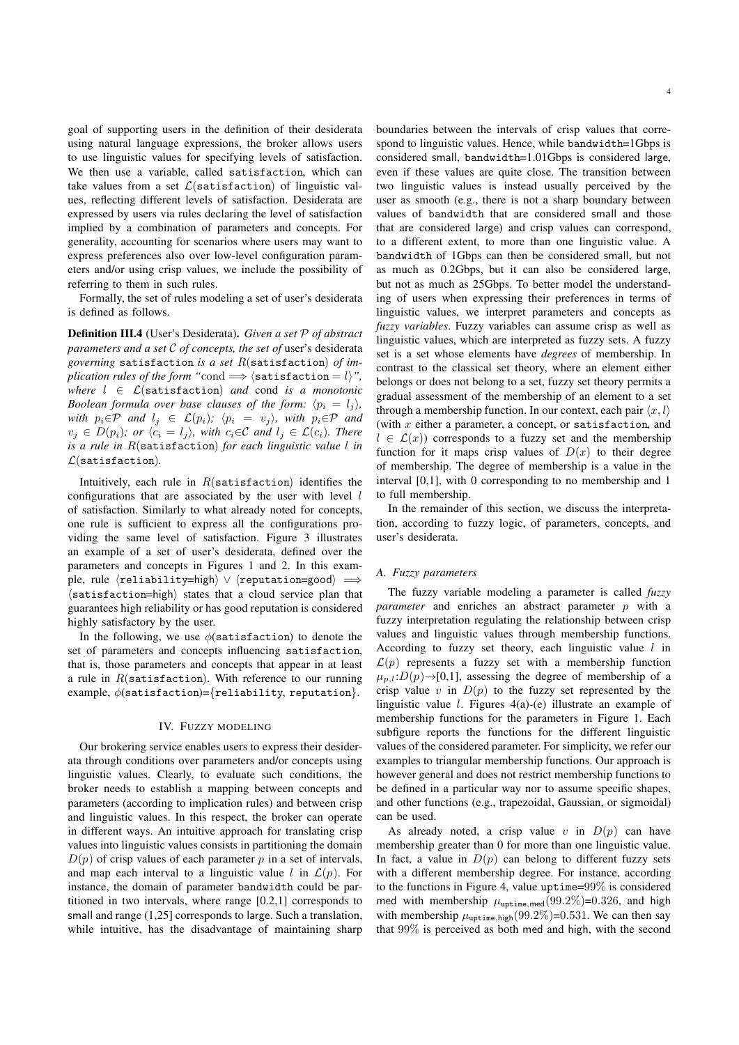goal of supporting users in the definition of their desiderata using natural language expressions, the broker allows users to use linguistic values for specifying levels of satisfaction. We then use a variable, called satisfaction, which can take values from a set $\mathcal{L}$(satisfaction) of linguistic values, reflecting different levels of satisfaction. Desiderata are expressed by users via rules declaring the level of satisfaction implied by a combination of parameters and concepts. For generality, accounting for scenarios where users may want to express preferences also over low-level configuration parameters and/or using crisp values, we include the possibility of referring to them in such rules.

Formally, the set of rules modeling a set of user's desiderata is defined as follows.

**Definition III.4** (User's Desiderata). *Given a set $\mathcal{P}$ of abstract parameters and a set $\mathcal{C}$ of concepts, the set of* user's desiderata *governing* satisfaction *is a set $R$(satisfaction) of implication rules of the form "cond $\Longrightarrow$ $\langle$satisfaction $= l\rangle$", where $l \in \mathcal{L}$(satisfaction) and* cond *is a monotonic Boolean formula over base clauses of the form: $\langle p_i = l_j\rangle$, with $p_i \in \mathcal{P}$ and $l_j \in \mathcal{L}(p_i)$; $\langle p_i = v_j\rangle$, with $p_i \in \mathcal{P}$ and $v_j \in D(p_i)$; or $\langle c_i = l_j\rangle$, with $c_i \in \mathcal{C}$ and $l_j \in \mathcal{L}(c_i)$. There is a rule in $R$(satisfaction) for each linguistic value $l$ in $\mathcal{L}$(satisfaction).*

Intuitively, each rule in $R$(satisfaction) identifies the configurations that are associated by the user with level $l$ of satisfaction. Similarly to what already noted for concepts, one rule is sufficient to express all the configurations providing the same level of satisfaction. Figure 3 illustrates an example of a set of user's desiderata, defined over the parameters and concepts in Figures 1 and 2. In this example, rule $\langle$reliability=high$\rangle$ $\vee$ $\langle$reputation=good$\rangle$ $\Longrightarrow$ $\langle$satisfaction=high$\rangle$ states that a cloud service plan that guarantees high reliability or has good reputation is considered highly satisfactory by the user.

In the following, we use $\phi$(satisfaction) to denote the set of parameters and concepts influencing satisfaction, that is, those parameters and concepts that appear in at least a rule in $R$(satisfaction). With reference to our running example, $\phi$(satisfaction)={reliability, reputation}.

## IV. Fuzzy modeling

Our brokering service enables users to express their desiderata through conditions over parameters and/or concepts using linguistic values. Clearly, to evaluate such conditions, the broker needs to establish a mapping between concepts and parameters (according to implication rules) and between crisp and linguistic values. In this respect, the broker can operate in different ways. An intuitive approach for translating crisp values into linguistic values consists in partitioning the domain $D(p)$ of crisp values of each parameter $p$ in a set of intervals, and map each interval to a linguistic value $l$ in $\mathcal{L}(p)$. For instance, the domain of parameter bandwidth could be partitioned in two intervals, where range [0.2,1] corresponds to small and range (1,25] corresponds to large. Such a translation, while intuitive, has the disadvantage of maintaining sharp boundaries between the intervals of crisp values that correspond to linguistic values. Hence, while bandwidth=1Gbps is considered small, bandwidth=1.01Gbps is considered large, even if these values are quite close. The transition between two linguistic values is instead usually perceived by the user as smooth (e.g., there is not a sharp boundary between values of bandwidth that are considered small and those that are considered large) and crisp values can correspond, to a different extent, to more than one linguistic value. A bandwidth of 1Gbps can then be considered small, but not as much as 0.2Gbps, but it can also be considered large, but not as much as 25Gbps. To better model the understanding of users when expressing their preferences in terms of linguistic values, we interpret parameters and concepts as *fuzzy variables*. Fuzzy variables can assume crisp as well as linguistic values, which are interpreted as fuzzy sets. A fuzzy set is a set whose elements have *degrees* of membership. In contrast to the classical set theory, where an element either belongs or does not belong to a set, fuzzy set theory permits a gradual assessment of the membership of an element to a set through a membership function. In our context, each pair $\langle x, l\rangle$ (with $x$ either a parameter, a concept, or satisfaction, and $l \in \mathcal{L}(x)$) corresponds to a fuzzy set and the membership function for it maps crisp values of $D(x)$ to their degree of membership. The degree of membership is a value in the interval [0,1], with 0 corresponding to no membership and 1 to full membership.

In the remainder of this section, we discuss the interpretation, according to fuzzy logic, of parameters, concepts, and user's desiderata.

### A. Fuzzy parameters

The fuzzy variable modeling a parameter is called *fuzzy parameter* and enriches an abstract parameter $p$ with a fuzzy interpretation regulating the relationship between crisp values and linguistic values through membership functions. According to fuzzy set theory, each linguistic value $l$ in $\mathcal{L}(p)$ represents a fuzzy set with a membership function $\mu_{p,l}$:$D(p)\rightarrow$[0,1], assessing the degree of membership of a crisp value $v$ in $D(p)$ to the fuzzy set represented by the linguistic value $l$. Figures 4(a)-(e) illustrate an example of membership functions for the parameters in Figure 1. Each subfigure reports the functions for the different linguistic values of the considered parameter. For simplicity, we refer our examples to triangular membership functions. Our approach is however general and does not restrict membership functions to be defined in a particular way nor to assume specific shapes, and other functions (e.g., trapezoidal, Gaussian, or sigmoidal) can be used.

As already noted, a crisp value $v$ in $D(p)$ can have membership greater than 0 for more than one linguistic value. In fact, a value in $D(p)$ can belong to different fuzzy sets with a different membership degree. For instance, according to the functions in Figure 4, value uptime=99% is considered med with membership $\mu_{\texttt{uptime},\texttt{med}}(99.2\%)$=0.326, and high with membership $\mu_{\texttt{uptime},\texttt{high}}(99.2\%)$=0.531. We can then say that 99% is perceived as both med and high, with the second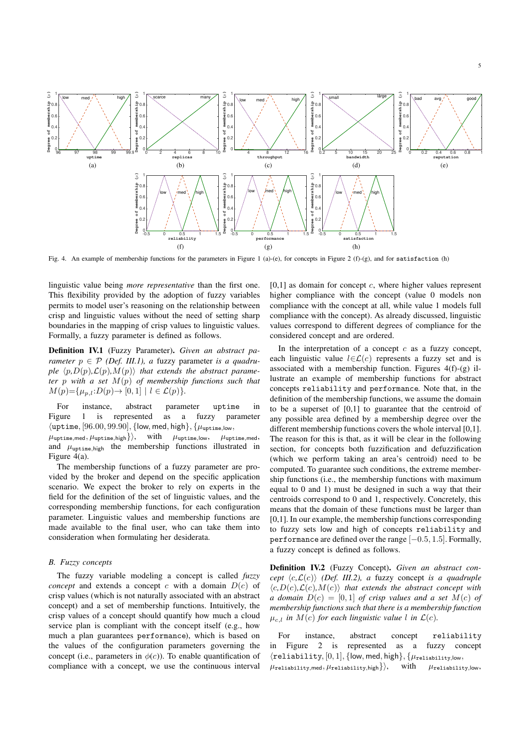Fig. 4. An example of membership functions for the parameters in Figure 1 (a)-(e), for concepts in Figure 2 (f)-(g), and for `satisfaction` (h)

linguistic value being *more representative* than the first one. This flexibility provided by the adoption of fuzzy variables permits to model user's reasoning on the relationship between crisp and linguistic values without the need of setting sharp boundaries in the mapping of crisp values to linguistic values. Formally, a fuzzy parameter is defined as follows.

**Definition IV.1** (Fuzzy Parameter). *Given an abstract parameter $p \in \mathcal{P}$ (Def. III.1), a* fuzzy parameter *is a quadruple $\langle p, D(p), \mathcal{L}(p), M(p)\rangle$ that extends the abstract parameter $p$ with a set $M(p)$ of membership functions such that $M(p)=\{\mu_{p,l}: D(p) \rightarrow [0,1] \mid l \in \mathcal{L}(p)\}$.*

For instance, abstract parameter `uptime` in Figure 1 is represented as a fuzzy parameter $\langle \texttt{uptime}, [96.00, 99.90], \{\mathsf{low}, \mathsf{med}, \mathsf{high}\}, \{\mu_{\texttt{uptime},\mathsf{low}}, \mu_{\texttt{uptime},\mathsf{med}}, \mu_{\texttt{uptime},\mathsf{high}}\}\rangle$, with $\mu_{\texttt{uptime},\mathsf{low}}$, $\mu_{\texttt{uptime},\mathsf{med}}$, and $\mu_{\texttt{uptime},\mathsf{high}}$ the membership functions illustrated in Figure 4(a).

The membership functions of a fuzzy parameter are provided by the broker and depend on the specific application scenario. We expect the broker to rely on experts in the field for the definition of the set of linguistic values, and the corresponding membership functions, for each configuration parameter. Linguistic values and membership functions are made available to the final user, who can take them into consideration when formulating her desiderata.

### B. Fuzzy concepts

The fuzzy variable modeling a concept is called *fuzzy concept* and extends a concept $c$ with a domain $D(c)$ of crisp values (which is not naturally associated with an abstract concept) and a set of membership functions. Intuitively, the crisp values of a concept should quantify how much a cloud service plan is compliant with the concept itself (e.g., how much a plan guarantees `performance`), which is based on the values of the configuration parameters governing the concept (i.e., parameters in $\phi(c)$). To enable quantification of compliance with a concept, we use the continuous interval [0,1] as domain for concept $c$, where higher values represent higher compliance with the concept (value 0 models non compliance with the concept at all, while value 1 models full compliance with the concept). As already discussed, linguistic values correspond to different degrees of compliance for the considered concept and are ordered.

In the interpretation of a concept $c$ as a fuzzy concept, each linguistic value $l \in \mathcal{L}(c)$ represents a fuzzy set and is associated with a membership function. Figures 4(f)-(g) illustrate an example of membership functions for abstract concepts `reliability` and `performance`. Note that, in the definition of the membership functions, we assume the domain to be a superset of [0,1] to guarantee that the centroid of any possible area defined by a membership degree over the different membership functions covers the whole interval [0,1]. The reason for this is that, as it will be clear in the following section, for concepts both fuzzification and defuzzification (which we perform taking an area's centroid) need to be computed. To guarantee such conditions, the extreme membership functions (i.e., the membership functions with maximum equal to 0 and 1) must be designed in such a way that their centroids correspond to 0 and 1, respectively. Concretely, this means that the domain of these functions must be larger than [0,1]. In our example, the membership functions corresponding to fuzzy sets low and high of concepts `reliability` and `performance` are defined over the range $[-0.5, 1.5]$. Formally, a fuzzy concept is defined as follows.

**Definition IV.2** (Fuzzy Concept). *Given an abstract concept $\langle c, \mathcal{L}(c)\rangle$ (Def. III.2), a* fuzzy concept *is a quadruple $\langle c, D(c), \mathcal{L}(c), M(c)\rangle$ that extends the abstract concept with a domain $D(c) = [0,1]$ of crisp values and a set $M(c)$ of membership functions such that there is a membership function $\mu_{c,l}$ in $M(c)$ for each linguistic value $l$ in $\mathcal{L}(c)$.*

For instance, abstract concept `reliability` in Figure 2 is represented as a fuzzy concept $\langle \texttt{reliability}, [0,1], \{\mathsf{low}, \mathsf{med}, \mathsf{high}\}, \{\mu_{\texttt{reliability},\mathsf{low}}, \mu_{\texttt{reliability},\mathsf{med}}, \mu_{\texttt{reliability},\mathsf{high}}\}\rangle$, with $\mu_{\texttt{reliability},\mathsf{low}}$,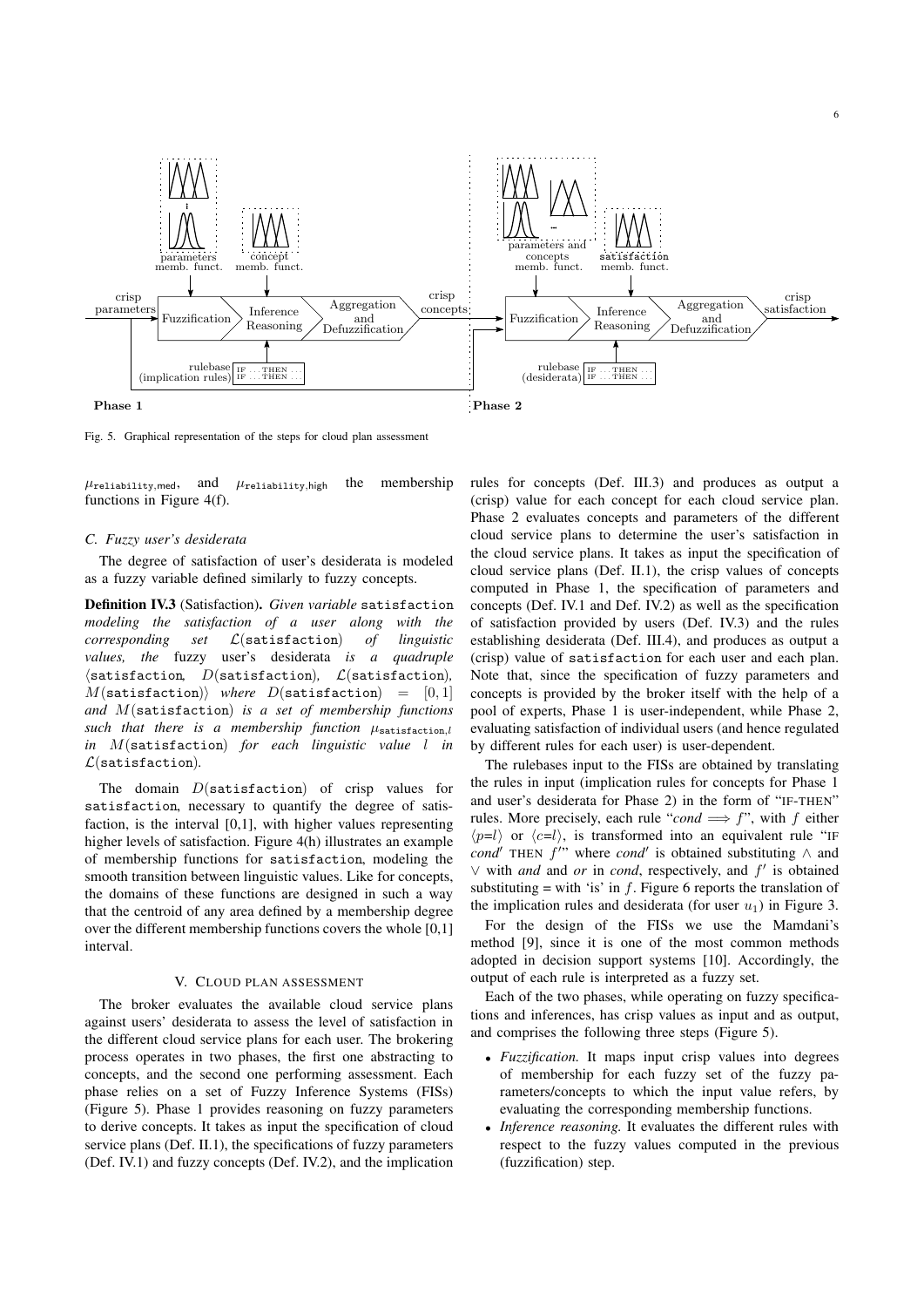Fig. 5. Graphical representation of the steps for cloud plan assessment

$\mu_{\texttt{reliability,med}}$, and $\mu_{\texttt{reliability,high}}$ the membership functions in Figure 4(f).

### C. Fuzzy user's desiderata

The degree of satisfaction of user's desiderata is modeled as a fuzzy variable defined similarly to fuzzy concepts.

**Definition IV.3** (Satisfaction). *Given variable* satisfaction *modeling the satisfaction of a user along with the corresponding set* $\mathcal{L}(\texttt{satisfaction})$ *of linguistic values, the* fuzzy user's desiderata *is a quadruple* $\langle\texttt{satisfaction}, D(\texttt{satisfaction}), \mathcal{L}(\texttt{satisfaction}), M(\texttt{satisfaction})\rangle$ *where* $D(\texttt{satisfaction}) = [0,1]$ *and* $M(\texttt{satisfaction})$ *is a set of membership functions such that there is a membership function* $\mu_{\texttt{satisfaction},l}$ *in* $M(\texttt{satisfaction})$ *for each linguistic value* $l$ *in* $\mathcal{L}(\texttt{satisfaction})$.

The domain $D(\texttt{satisfaction})$ of crisp values for satisfaction, necessary to quantify the degree of satisfaction, is the interval [0,1], with higher values representing higher levels of satisfaction. Figure 4(h) illustrates an example of membership functions for satisfaction, modeling the smooth transition between linguistic values. Like for concepts, the domains of these functions are designed in such a way that the centroid of any area defined by a membership degree over the different membership functions covers the whole [0,1] interval.

## V. Cloud plan assessment

The broker evaluates the available cloud service plans against users' desiderata to assess the level of satisfaction in the different cloud service plans for each user. The brokering process operates in two phases, the first one abstracting to concepts, and the second one performing assessment. Each phase relies on a set of Fuzzy Inference Systems (FISs) (Figure 5). Phase 1 provides reasoning on fuzzy parameters to derive concepts. It takes as input the specification of cloud service plans (Def. II.1), the specifications of fuzzy parameters (Def. IV.1) and fuzzy concepts (Def. IV.2), and the implication rules for concepts (Def. III.3) and produces as output a (crisp) value for each concept for each cloud service plan. Phase 2 evaluates concepts and parameters of the different cloud service plans to determine the user's satisfaction in the cloud service plans. It takes as input the specification of cloud service plans (Def. II.1), the crisp values of concepts computed in Phase 1, the specification of parameters and concepts (Def. IV.1 and Def. IV.2) as well as the specification of satisfaction provided by users (Def. IV.3) and the rules establishing desiderata (Def. III.4), and produces as output a (crisp) value of satisfaction for each user and each plan. Note that, since the specification of fuzzy parameters and concepts is provided by the broker itself with the help of a pool of experts, Phase 1 is user-independent, while Phase 2, evaluating satisfaction of individual users (and hence regulated by different rules for each user) is user-dependent.

The rulebases input to the FISs are obtained by translating the rules in input (implication rules for concepts for Phase 1 and user's desiderata for Phase 2) in the form of "IF-THEN" rules. More precisely, each rule "*cond* $\Longrightarrow f$", with $f$ either $\langle p{=}l\rangle$ or $\langle c{=}l\rangle$, is transformed into an equivalent rule "IF *cond′* THEN $f'$" where *cond′* is obtained substituting $\wedge$ and $\vee$ with *and* and *or* in *cond*, respectively, and $f'$ is obtained substituting = with 'is' in $f$. Figure 6 reports the translation of the implication rules and desiderata (for user $u_1$) in Figure 3.

For the design of the FISs we use the Mamdani's method [9], since it is one of the most common methods adopted in decision support systems [10]. Accordingly, the output of each rule is interpreted as a fuzzy set.

Each of the two phases, while operating on fuzzy specifications and inferences, has crisp values as input and as output, and comprises the following three steps (Figure 5).

- *Fuzzification.* It maps input crisp values into degrees of membership for each fuzzy set of the fuzzy parameters/concepts to which the input value refers, by evaluating the corresponding membership functions.
- *Inference reasoning.* It evaluates the different rules with respect to the fuzzy values computed in the previous (fuzzification) step.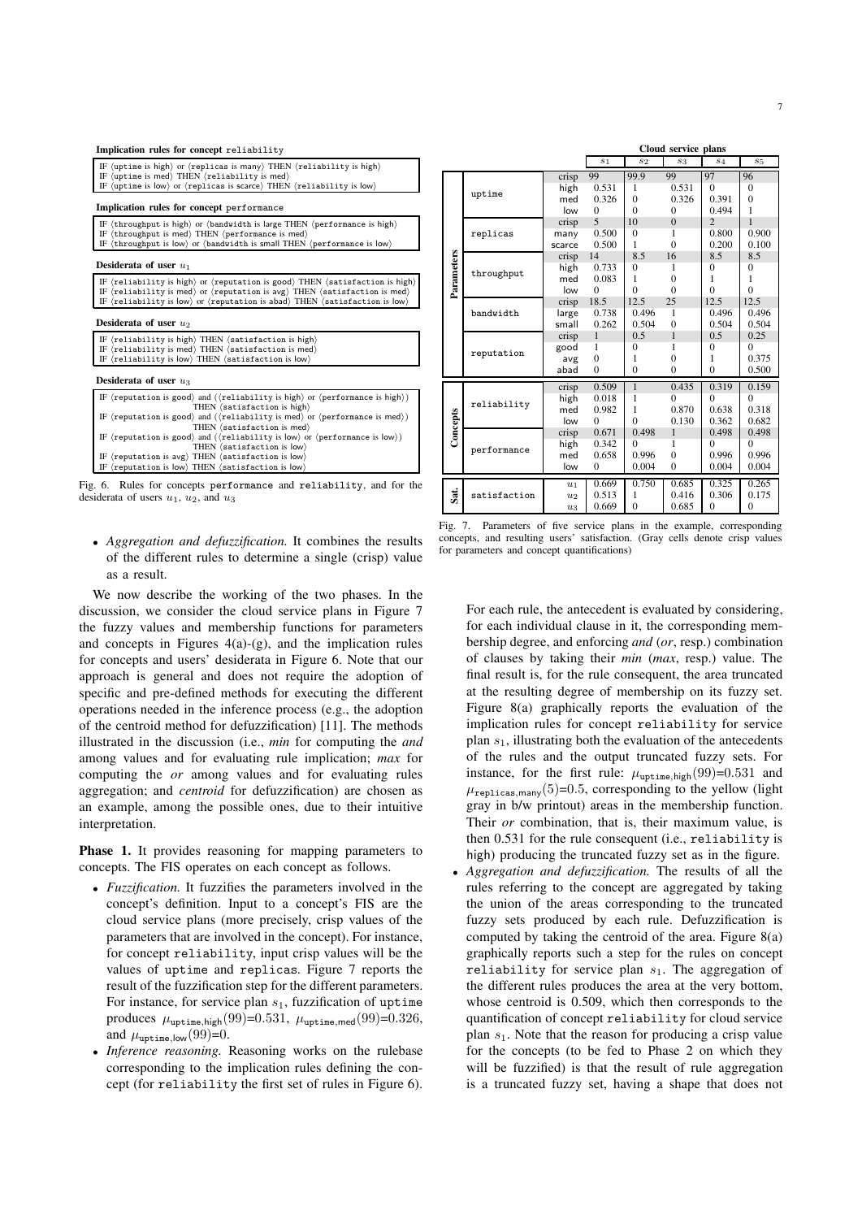**Implication rules for concept** `reliability`

IF ⟨uptime is high⟩ or ⟨replicas is many⟩ THEN ⟨reliability is high⟩
IF ⟨uptime is med⟩ THEN ⟨reliability is med⟩
IF ⟨uptime is low⟩ or ⟨replicas is scarce⟩ THEN ⟨reliability is low⟩

**Implication rules for concept** `performance`

IF ⟨throughput is high⟩ or ⟨bandwidth is large THEN ⟨performance is high⟩
IF ⟨throughput is med⟩ THEN ⟨performance is med⟩
IF ⟨throughput is low⟩ or ⟨bandwidth is small THEN ⟨performance is low⟩

**Desiderata of user** $u_1$

IF ⟨reliability is high⟩ or ⟨reputation is good⟩ THEN ⟨satisfaction is high⟩
IF ⟨reliability is med⟩ or ⟨reputation is avg⟩ THEN ⟨satisfaction is med⟩
IF ⟨reliability is low⟩ or ⟨reputation is abad⟩ THEN ⟨satisfaction is low⟩

**Desiderata of user** $u_2$

IF ⟨reliability is high⟩ THEN ⟨satisfaction is high⟩
IF ⟨reliability is med⟩ THEN ⟨satisfaction is med⟩
IF ⟨reliability is low⟩ THEN ⟨satisfaction is low⟩

**Desiderata of user** $u_3$

IF ⟨reputation is good⟩ and (⟨reliability is high⟩ or ⟨performance is high⟩) THEN ⟨satisfaction is high⟩
IF ⟨reputation is good⟩ and (⟨reliability is med⟩ or ⟨performance is med⟩) THEN ⟨satisfaction is med⟩
IF ⟨reputation is good⟩ and (⟨reliability is low⟩ or ⟨performance is low⟩) THEN ⟨satisfaction is low⟩
IF ⟨reputation is avg⟩ THEN ⟨satisfaction is low⟩
IF ⟨reputation is low⟩ THEN ⟨satisfaction is low⟩

Fig. 6. Rules for concepts `performance` and `reliability`, and for the desiderata of users $u_1$, $u_2$, and $u_3$

|  |  |  | Cloud service plans | | | | |
|---|---|---|---|---|---|---|---|
|  |  |  | $s_1$ | $s_2$ | $s_3$ | $s_4$ | $s_5$ |
| Parameters | uptime | crisp | 99 | 99.9 | 99 | 97 | 96 |
|  |  | high | 0.531 | 1 | 0.531 | 0 | 0 |
|  |  | med | 0.326 | 0 | 0.326 | 0.391 | 0 |
|  |  | low | 0 | 0 | 0 | 0.494 | 1 |
|  | replicas | crisp | 5 | 10 | 0 | 2 | 1 |
|  |  | many | 0.500 | 0 | 1 | 0.800 | 0.900 |
|  |  | scarce | 0.500 | 1 | 0 | 0.200 | 0.100 |
|  | throughput | crisp | 14 | 8.5 | 16 | 8.5 | 8.5 |
|  |  | high | 0.733 | 0 | 1 | 0 | 0 |
|  |  | med | 0.083 | 1 | 0 | 1 | 1 |
|  |  | low | 0 | 0 | 0 | 0 | 0 |
|  | bandwidth | crisp | 18.5 | 12.5 | 25 | 12.5 | 12.5 |
|  |  | large | 0.738 | 0.496 | 1 | 0.496 | 0.496 |
|  |  | small | 0.262 | 0.504 | 0 | 0.504 | 0.504 |
|  | reputation | crisp | 1 | 0.5 | 1 | 0.5 | 0.25 |
|  |  | good | 1 | 0 | 1 | 0 | 0 |
|  |  | avg | 0 | 1 | 0 | 1 | 0.375 |
|  |  | abad | 0 | 0 | 0 | 0 | 0.500 |
| Concepts | reliability | crisp | 0.509 | 1 | 0.435 | 0.319 | 0.159 |
|  |  | high | 0.018 | 1 | 0 | 0 | 0 |
|  |  | med | 0.982 | 1 | 0.870 | 0.638 | 0.318 |
|  |  | low | 0 | 0 | 0.130 | 0.362 | 0.682 |
|  | performance | crisp | 0.671 | 0.498 | 1 | 0.498 | 0.498 |
|  |  | high | 0.342 | 0 | 1 | 0 | 0 |
|  |  | med | 0.658 | 0.996 | 0 | 0.996 | 0.996 |
|  |  | low | 0 | 0.004 | 0 | 0.004 | 0.004 |
| Sat. | satisfaction | $u_1$ | 0.669 | 0.750 | 0.685 | 0.325 | 0.265 |
|  |  | $u_2$ | 0.513 | 1 | 0.416 | 0.306 | 0.175 |
|  |  | $u_3$ | 0.669 | 0 | 0.685 | 0 | 0 |

Fig. 7. Parameters of five service plans in the example, corresponding concepts, and resulting users' satisfaction. (Gray cells denote crisp values for parameters and concept quantifications)

- *Aggregation and defuzzification.* It combines the results of the different rules to determine a single (crisp) value as a result.

We now describe the working of the two phases. In the discussion, we consider the cloud service plans in Figure 7 the fuzzy values and membership functions for parameters and concepts in Figures 4(a)-(g), and the implication rules for concepts and users' desiderata in Figure 6. Note that our approach is general and does not require the adoption of specific and pre-defined methods for executing the different operations needed in the inference process (e.g., the adoption of the centroid method for defuzzification) [11]. The methods illustrated in the discussion (i.e., *min* for computing the *and* among values and for evaluating rule implication; *max* for computing the *or* among values and for evaluating rules aggregation; and *centroid* for defuzzification) are chosen as an example, among the possible ones, due to their intuitive interpretation.

**Phase 1.** It provides reasoning for mapping parameters to concepts. The FIS operates on each concept as follows.

- *Fuzzification.* It fuzzifies the parameters involved in the concept's definition. Input to a concept's FIS are the cloud service plans (more precisely, crisp values of the parameters that are involved in the concept). For instance, for concept `reliability`, input crisp values will be the values of `uptime` and `replicas`. Figure 7 reports the result of the fuzzification step for the different parameters. For instance, for service plan $s_1$, fuzzification of `uptime` produces $\mu_{\texttt{uptime},\texttt{high}}(99)$=0.531, $\mu_{\texttt{uptime},\texttt{med}}(99)=0.326$, and $\mu_{\texttt{uptime},\texttt{low}}(99)$=0.
- *Inference reasoning.* Reasoning works on the rulebase corresponding to the implication rules defining the concept (for `reliability` the first set of rules in Figure 6). For each rule, the antecedent is evaluated by considering, for each individual clause in it, the corresponding membership degree, and enforcing *and* (*or*, resp.) combination of clauses by taking their *min* (*max*, resp.) value. The final result is, for the rule consequent, the area truncated at the resulting degree of membership on its fuzzy set. Figure 8(a) graphically reports the evaluation of the implication rules for concept `reliability` for service plan $s_1$, illustrating both the evaluation of the antecedents of the rules and the output truncated fuzzy sets. For instance, for the first rule: $\mu_{\texttt{uptime},\texttt{high}}(99)$=0.531 and $\mu_{\texttt{replicas},\texttt{many}}(5)$=0.5, corresponding to the yellow (light gray in b/w printout) areas in the membership function. Their *or* combination, that is, their maximum value, is then 0.531 for the rule consequent (i.e., `reliability` is high) producing the truncated fuzzy set as in the figure.
- *Aggregation and defuzzification.* The results of all the rules referring to the concept are aggregated by taking the union of the areas corresponding to the truncated fuzzy sets produced by each rule. Defuzzification is computed by taking the centroid of the area. Figure 8(a) graphically reports such a step for the rules on concept `reliability` for service plan $s_1$. The aggregation of the different rules produces the area at the very bottom, whose centroid is 0.509, which then corresponds to the quantification of concept `reliability` for cloud service plan $s_1$. Note that the reason for producing a crisp value for the concepts (to be fed to Phase 2 on which they will be fuzzified) is that the result of rule aggregation is a truncated fuzzy set, having a shape that does not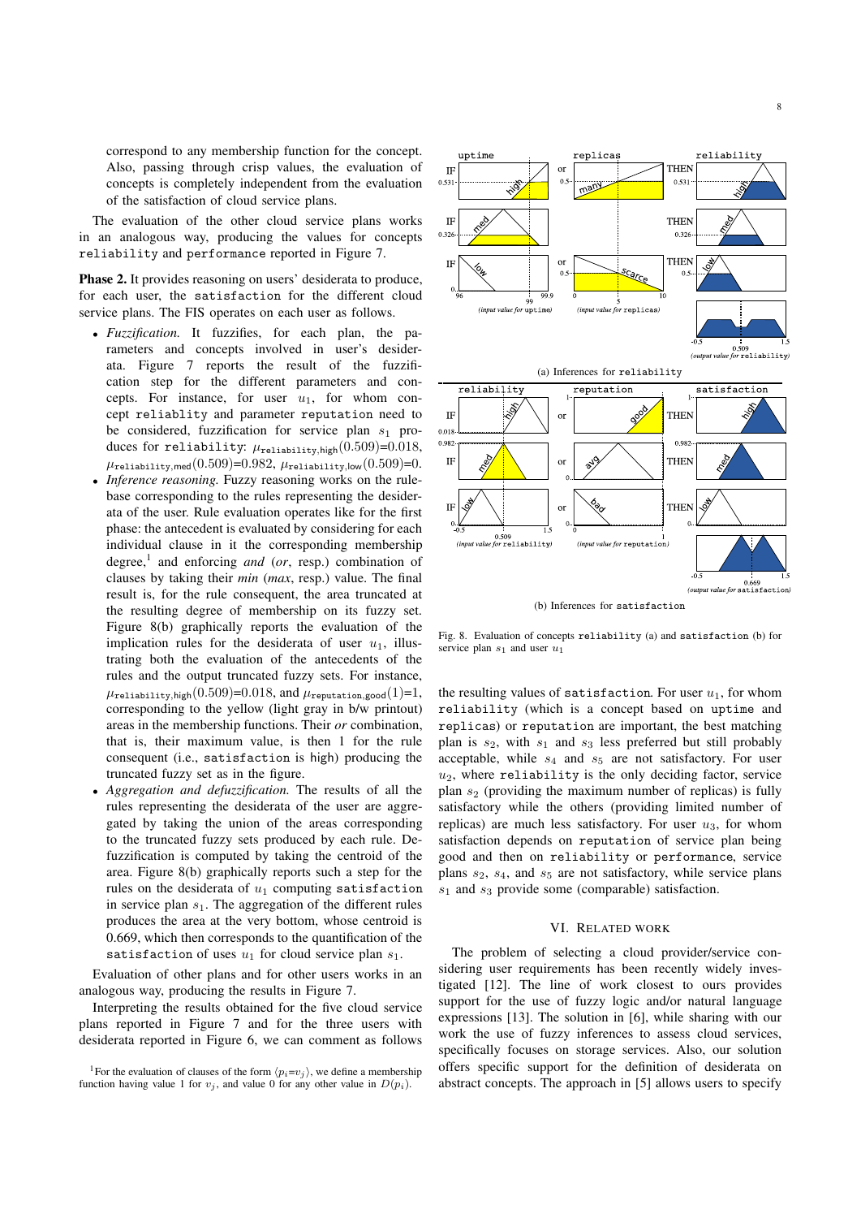correspond to any membership function for the concept. Also, passing through crisp values, the evaluation of concepts is completely independent from the evaluation of the satisfaction of cloud service plans.

The evaluation of the other cloud service plans works in an analogous way, producing the values for concepts reliability and performance reported in Figure 7.

**Phase 2.** It provides reasoning on users' desiderata to produce, for each user, the satisfaction for the different cloud service plans. The FIS operates on each user as follows.

- *Fuzzification.* It fuzzifies, for each plan, the parameters and concepts involved in user's desiderata. Figure 7 reports the result of the fuzzification step for the different parameters and concepts. For instance, for user $u_1$, for whom concept reliablity and parameter reputation need to be considered, fuzzification for service plan $s_1$ produces for reliability: $\mu_{\texttt{reliability},\mathsf{high}}(0.509)$=0.018, $\mu_{\texttt{reliability},\mathsf{med}}(0.509)$=0.982, $\mu_{\texttt{reliability},\mathsf{low}}(0.509)$=0.
- *Inference reasoning.* Fuzzy reasoning works on the rule-base corresponding to the rules representing the desiderata of the user. Rule evaluation operates like for the first phase: the antecedent is evaluated by considering for each individual clause in it the corresponding membership degree,[1] and enforcing *and* (*or*, resp.) combination of clauses by taking their *min* (*max*, resp.) value. The final result is, for the rule consequent, the area truncated at the resulting degree of membership on its fuzzy set. Figure 8(b) graphically reports the evaluation of the implication rules for the desiderata of user $u_1$, illustrating both the evaluation of the antecedents of the rules and the output truncated fuzzy sets. For instance, $\mu_{\texttt{reliability},\mathsf{high}}(0.509)$=0.018, and $\mu_{\texttt{reputation},\mathsf{good}}(1)$=1, corresponding to the yellow (light gray in b/w printout) areas in the membership functions. Their *or* combination, that is, their maximum value, is then 1 for the rule consequent (i.e., satisfaction is high) producing the truncated fuzzy set as in the figure.
- *Aggregation and defuzzification.* The results of all the rules representing the desiderata of the user are aggregated by taking the union of the areas corresponding to the truncated fuzzy sets produced by each rule. Defuzzification is computed by taking the centroid of the area. Figure 8(b) graphically reports such a step for the rules on the desiderata of $u_1$ computing satisfaction in service plan $s_1$. The aggregation of the different rules produces the area at the very bottom, whose centroid is 0.669, which then corresponds to the quantification of the satisfaction of uses $u_1$ for cloud service plan $s_1$.

Evaluation of other plans and for other users works in an analogous way, producing the results in Figure 7.

Interpreting the results obtained for the five cloud service plans reported in Figure 7 and for the three users with desiderata reported in Figure 6, we can comment as follows the resulting values of satisfaction. For user $u_1$, for whom reliability (which is a concept based on uptime and replicas) or reputation are important, the best matching plan is $s_2$, with $s_1$ and $s_3$ less preferred but still probably acceptable, while $s_4$ and $s_5$ are not satisfactory. For user $u_2$, where reliability is the only deciding factor, service plan $s_2$ (providing the maximum number of replicas) is fully satisfactory while the others (providing limited number of replicas) are much less satisfactory. For user $u_3$, for whom satisfaction depends on reputation of service plan being good and then on reliability or performance, service plans $s_2$, $s_4$, and $s_5$ are not satisfactory, while service plans $s_1$ and $s_3$ provide some (comparable) satisfaction.

(a) Inferences for reliability

(b) Inferences for satisfaction

Fig. 8. Evaluation of concepts reliability (a) and satisfaction (b) for service plan $s_1$ and user $u_1$

## VI. Related Work

The problem of selecting a cloud provider/service considering user requirements has been recently widely investigated [12]. The line of work closest to ours provides support for the use of fuzzy logic and/or natural language expressions [13]. The solution in [6], while sharing with our work the use of fuzzy inferences to assess cloud services, specifically focuses on storage services. Also, our solution offers specific support for the definition of desiderata on abstract concepts. The approach in [5] allows users to specify

[1] For the evaluation of clauses of the form $\langle p_i$=$v_j\rangle$, we define a membership function having value 1 for $v_j$, and value 0 for any other value in $D(p_i)$.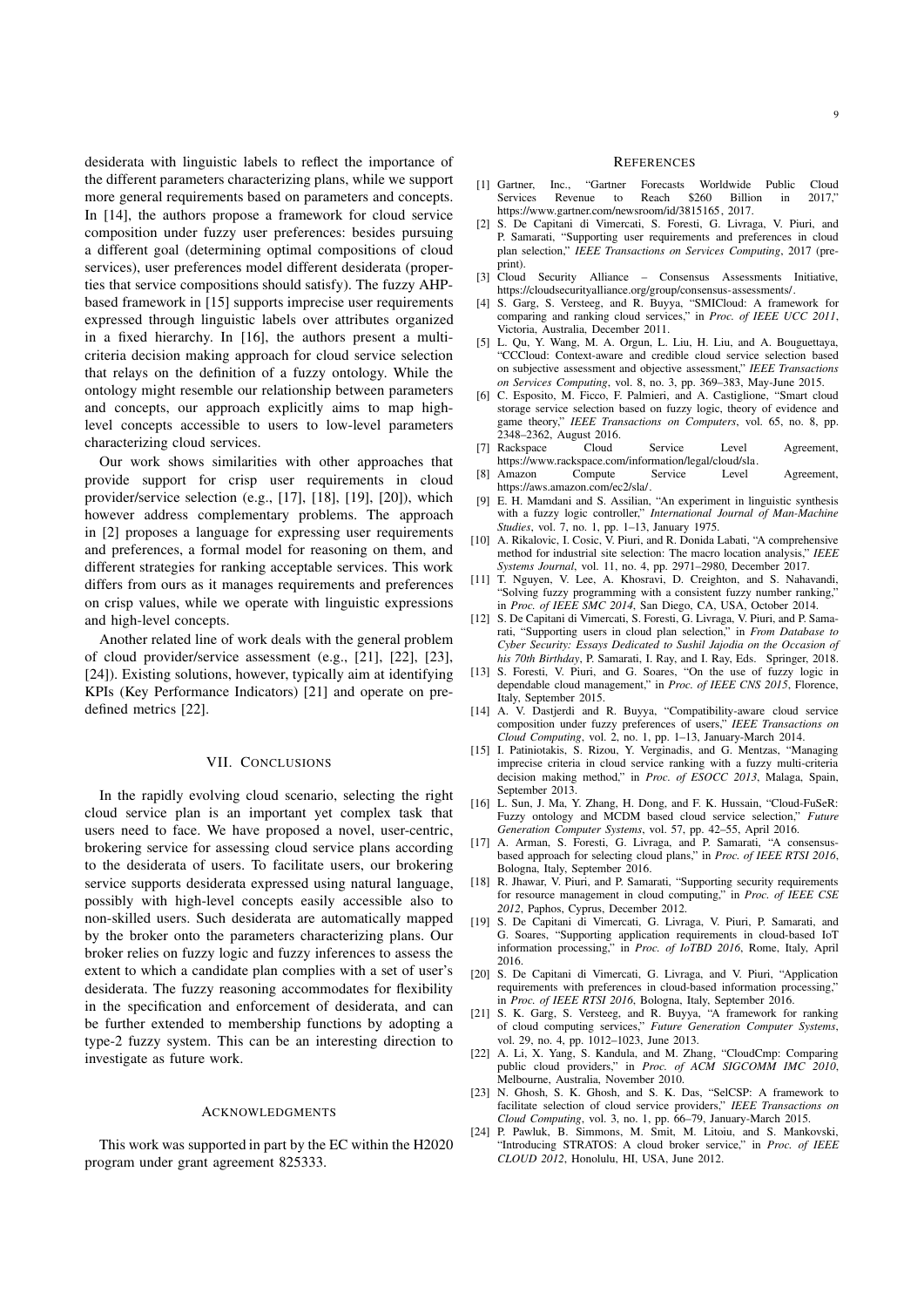desiderata with linguistic labels to reflect the importance of the different parameters characterizing plans, while we support more general requirements based on parameters and concepts. In [14], the authors propose a framework for cloud service composition under fuzzy user preferences: besides pursuing a different goal (determining optimal compositions of cloud services), user preferences model different desiderata (properties that service compositions should satisfy). The fuzzy AHP-based framework in [15] supports imprecise user requirements expressed through linguistic labels over attributes organized in a fixed hierarchy. In [16], the authors present a multi-criteria decision making approach for cloud service selection that relays on the definition of a fuzzy ontology. While the ontology might resemble our relationship between parameters and concepts, our approach explicitly aims to map high-level concepts accessible to users to low-level parameters characterizing cloud services.

Our work shows similarities with other approaches that provide support for crisp user requirements in cloud provider/service selection (e.g., [17], [18], [19], [20]), which however address complementary problems. The approach in [2] proposes a language for expressing user requirements and preferences, a formal model for reasoning on them, and different strategies for ranking acceptable services. This work differs from ours as it manages requirements and preferences on crisp values, while we operate with linguistic expressions and high-level concepts.

Another related line of work deals with the general problem of cloud provider/service assessment (e.g., [21], [22], [23], [24]). Existing solutions, however, typically aim at identifying KPIs (Key Performance Indicators) [21] and operate on pre-defined metrics [22].

## VII. Conclusions

In the rapidly evolving cloud scenario, selecting the right cloud service plan is an important yet complex task that users need to face. We have proposed a novel, user-centric, brokering service for assessing cloud service plans according to the desiderata of users. To facilitate users, our brokering service supports desiderata expressed using natural language, possibly with high-level concepts easily accessible also to non-skilled users. Such desiderata are automatically mapped by the broker onto the parameters characterizing plans. Our broker relies on fuzzy logic and fuzzy inferences to assess the extent to which a candidate plan complies with a set of user's desiderata. The fuzzy reasoning accommodates for flexibility in the specification and enforcement of desiderata, and can be further extended to membership functions by adopting a type-2 fuzzy system. This can be an interesting direction to investigate as future work.

## Acknowledgments

This work was supported in part by the EC within the H2020 program under grant agreement 825333.

## References

[1] Gartner, Inc., "Gartner Forecasts Worldwide Public Cloud Services Revenue to Reach $260 Billion in 2017," https://www.gartner.com/newsroom/id/3815165, 2017.

[2] S. De Capitani di Vimercati, S. Foresti, G. Livraga, V. Piuri, and P. Samarati, "Supporting user requirements and preferences in cloud plan selection," *IEEE Transactions on Services Computing*, 2017 (pre-print).

[3] Cloud Security Alliance – Consensus Assessments Initiative, https://cloudsecurityalliance.org/group/consensus-assessments/.

[4] S. Garg, S. Versteeg, and R. Buyya, "SMICloud: A framework for comparing and ranking cloud services," in *Proc. of IEEE UCC 2011*, Victoria, Australia, December 2011.

[5] L. Qu, Y. Wang, M. A. Orgun, L. Liu, H. Liu, and A. Bouguettaya, "CCCloud: Context-aware and credible cloud service selection based on subjective assessment and objective assessment," *IEEE Transactions on Services Computing*, vol. 8, no. 3, pp. 369–383, May-June 2015.

[6] C. Esposito, M. Ficco, F. Palmieri, and A. Castiglione, "Smart cloud storage service selection based on fuzzy logic, theory of evidence and game theory," *IEEE Transactions on Computers*, vol. 65, no. 8, pp. 2348–2362, August 2016.

[7] Rackspace Cloud Service Level Agreement, https://www.rackspace.com/information/legal/cloud/sla.

[8] Amazon Compute Service Level Agreement, https://aws.amazon.com/ec2/sla/.

[9] E. H. Mamdani and S. Assilian, "An experiment in linguistic synthesis with a fuzzy logic controller," *International Journal of Man-Machine Studies*, vol. 7, no. 1, pp. 1–13, January 1975.

[10] A. Rikalovic, I. Cosic, V. Piuri, and R. Donida Labati, "A comprehensive method for industrial site selection: The macro location analysis," *IEEE Systems Journal*, vol. 11, no. 4, pp. 2971–2980, December 2017.

[11] T. Nguyen, V. Lee, A. Khosravi, D. Creighton, and S. Nahavandi, "Solving fuzzy programming with a consistent fuzzy number ranking," in *Proc. of IEEE SMC 2014*, San Diego, CA, USA, October 2014.

[12] S. De Capitani di Vimercati, S. Foresti, G. Livraga, V. Piuri, and P. Samarati, "Supporting users in cloud plan selection," in *From Database to Cyber Security: Essays Dedicated to Sushil Jajodia on the Occasion of his 70th Birthday*, P. Samarati, I. Ray, and I. Ray, Eds. Springer, 2018.

[13] S. Foresti, V. Piuri, and G. Soares, "On the use of fuzzy logic in dependable cloud management," in *Proc. of IEEE CNS 2015*, Florence, Italy, September 2015.

[14] A. V. Dastjerdi and R. Buyya, "Compatibility-aware cloud service composition under fuzzy preferences of users," *IEEE Transactions on Cloud Computing*, vol. 2, no. 1, pp. 1–13, January-March 2014.

[15] I. Patiniotakis, S. Rizou, Y. Verginadis, and G. Mentzas, "Managing imprecise criteria in cloud service ranking with a fuzzy multi-criteria decision making method," in *Proc. of ESOCC 2013*, Malaga, Spain, September 2013.

[16] L. Sun, J. Ma, Y. Zhang, H. Dong, and F. K. Hussain, "Cloud-FuSeR: Fuzzy ontology and MCDM based cloud service selection," *Future Generation Computer Systems*, vol. 57, pp. 42–55, April 2016.

[17] A. Arman, S. Foresti, G. Livraga, and P. Samarati, "A consensus-based approach for selecting cloud plans," in *Proc. of IEEE RTSI 2016*, Bologna, Italy, September 2016.

[18] R. Jhawar, V. Piuri, and P. Samarati, "Supporting security requirements for resource management in cloud computing," in *Proc. of IEEE CSE 2012*, Paphos, Cyprus, December 2012.

[19] S. De Capitani di Vimercati, G. Livraga, V. Piuri, P. Samarati, and G. Soares, "Supporting application requirements in cloud-based IoT information processing," in *Proc. of IoTBD 2016*, Rome, Italy, April 2016.

[20] S. De Capitani di Vimercati, G. Livraga, and V. Piuri, "Application requirements with preferences in cloud-based information processing," in *Proc. of IEEE RTSI 2016*, Bologna, Italy, September 2016.

[21] S. K. Garg, S. Versteeg, and R. Buyya, "A framework for ranking of cloud computing services," *Future Generation Computer Systems*, vol. 29, no. 4, pp. 1012–1023, June 2013.

[22] A. Li, X. Yang, S. Kandula, and M. Zhang, "CloudCmp: Comparing public cloud providers," in *Proc. of ACM SIGCOMM IMC 2010*, Melbourne, Australia, November 2010.

[23] N. Ghosh, S. K. Ghosh, and S. K. Das, "SelCSP: A framework to facilitate selection of cloud service providers," *IEEE Transactions on Cloud Computing*, vol. 3, no. 1, pp. 66–79, January-March 2015.

[24] P. Pawluk, B. Simmons, M. Smit, M. Litoiu, and S. Mankovski, "Introducing STRATOS: A cloud broker service," in *Proc. of IEEE CLOUD 2012*, Honolulu, HI, USA, June 2012.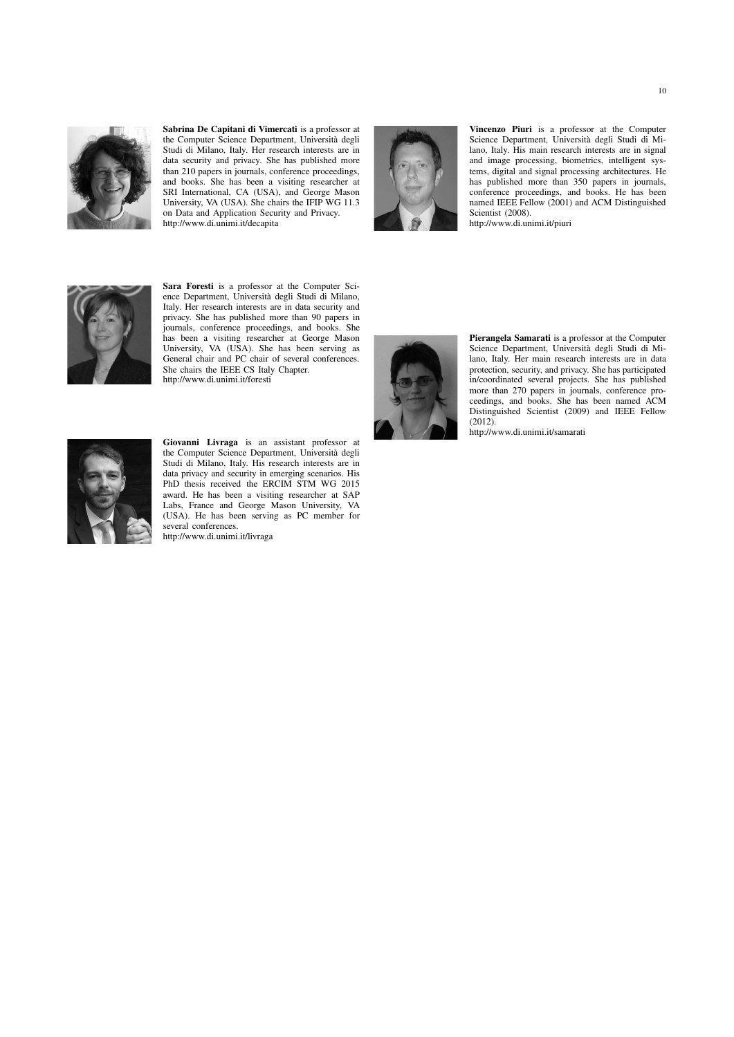**Sabrina De Capitani di Vimercati** is a professor at the Computer Science Department, Università degli Studi di Milano, Italy. Her research interests are in data security and privacy. She has published more than 210 papers in journals, conference proceedings, and books. She has been a visiting researcher at SRI International, CA (USA), and George Mason University, VA (USA). She chairs the IFIP WG 11.3 on Data and Application Security and Privacy.
http://www.di.unimi.it/decapita

**Sara Foresti** is a professor at the Computer Science Department, Università degli Studi di Milano, Italy. Her research interests are in data security and privacy. She has published more than 90 papers in journals, conference proceedings, and books. She has been a visiting researcher at George Mason University, VA (USA). She has been serving as General chair and PC chair of several conferences. She chairs the IEEE CS Italy Chapter.
http://www.di.unimi.it/foresti

**Giovanni Livraga** is an assistant professor at the Computer Science Department, Università degli Studi di Milano, Italy. His research interests are in data privacy and security in emerging scenarios. His PhD thesis received the ERCIM STM WG 2015 award. He has been a visiting researcher at SAP Labs, France and George Mason University, VA (USA). He has been serving as PC member for several conferences.
http://www.di.unimi.it/livraga

**Vincenzo Piuri** is a professor at the Computer Science Department, Università degli Studi di Milano, Italy. His main research interests are in signal and image processing, biometrics, intelligent systems, digital and signal processing architectures. He has published more than 350 papers in journals, conference proceedings, and books. He has been named IEEE Fellow (2001) and ACM Distinguished Scientist (2008).
http://www.di.unimi.it/piuri

**Pierangela Samarati** is a professor at the Computer Science Department, Università degli Studi di Milano, Italy. Her main research interests are in data protection, security, and privacy. She has participated in/coordinated several projects. She has published more than 270 papers in journals, conference proceedings, and books. She has been named ACM Distinguished Scientist (2009) and IEEE Fellow (2012).
http://www.di.unimi.it/samarati